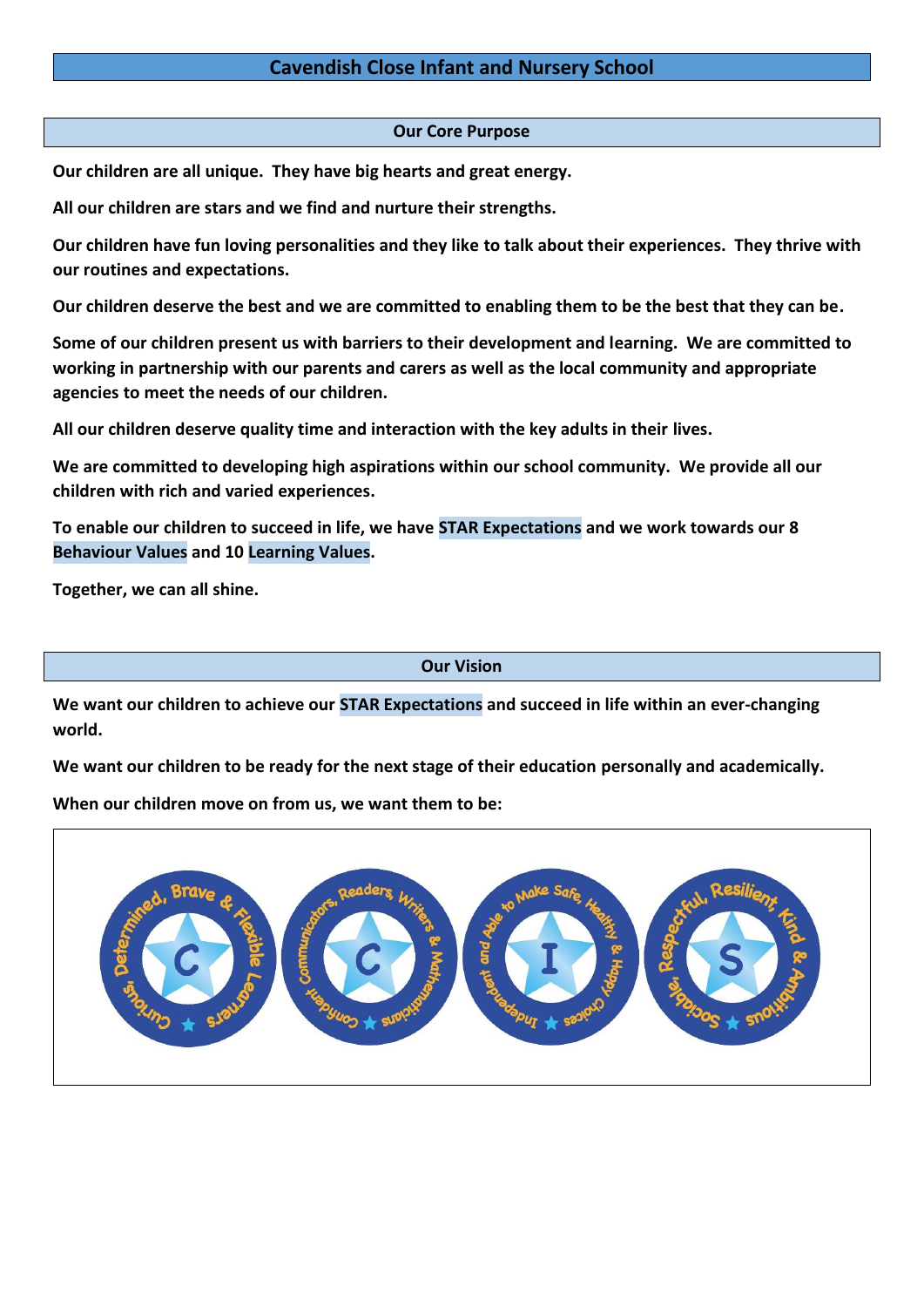# Cavendish Close Infant and Nursery School

## Our Core Purpose

**Our children are all unique. They have big hearts and great energy.**

**All our children are stars and we find and nurture their strengths.**

**Our children have fun loving personalities and they like to talk about their experiences. They thrive with our routines and expectations.**

**Our children deserve the best and we are committed to enabling them to be the best that they can be.**

**Some of our children present us with barriers to their development and learning. We are committed to working in partnership with our parents and carers as well as the local community and appropriate agencies to meet the needs of our children.**

**All our children deserve quality time and interaction with the key adults in their lives.**

**We are committed to developing high aspirations within our school community. We provide all our children with rich and varied experiences.**

**To enable our children to succeed in life, we have STAR Expectations and we work towards our 8 Behaviour Values and 10 Learning Values.**

**Together, we can all shine.**

## Our Vision

**We want our children to achieve our STAR Expectations and succeed in life within an ever-changing world.**

**We want our children to be ready for the next stage of their education personally and academically.**

**When our children move on from us, we want them to be:**

- **C** – Curious, Determined, Brave & Flexible Learners
- **C** – Confident Communicators, Readers, Writers & Mathematicians
- **I** – Independent and Able to Make Safe, Healthy & Happy Choices
- **S** – Sociable, Respectful, Resilient, Kind & Ambitious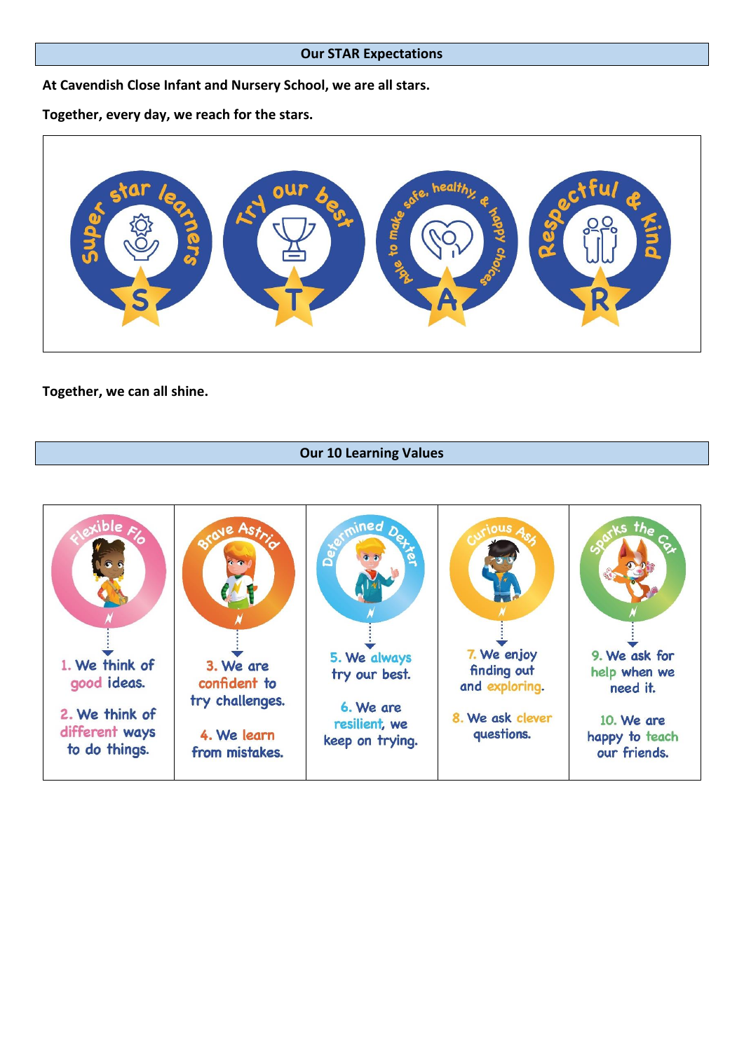## Our STAR Expectations

**At Cavendish Close Infant and Nursery School, we are all stars.**

**Together, every day, we reach for the stars.**

| S | T | A | R |
|---|---|---|---|
| Super star learners | Try our best | Able to make safe, healthy, & happy choices | Respectful & kind |

**Together, we can all shine.**

## Our 10 Learning Values

| Flexible Flo | Brave Astrid | Determined Dexter | Curious Ash | Sparks the Cat |
|---|---|---|---|---|
| 1. We think of good ideas.<br><br>2. We think of different ways to do things. | 3. We are confident to try challenges.<br><br>4. We learn from mistakes. | 5. We always try our best.<br><br>6. We are resilient, we keep on trying. | 7. We enjoy finding out and exploring.<br><br>8. We ask clever questions. | 9. We ask for help when we need it.<br><br>10. We are happy to teach our friends. |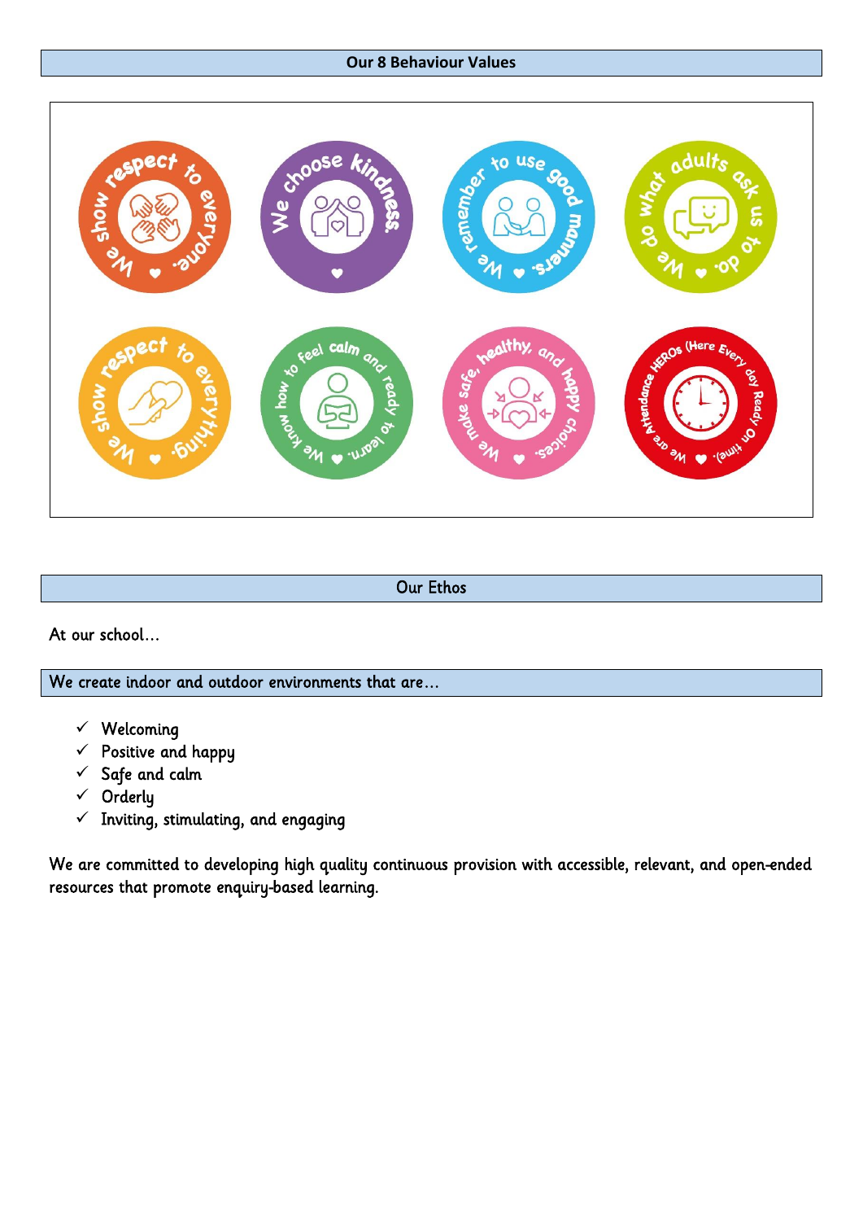## Our 8 Behaviour Values

- We show respect to everyone.
- We choose kindness.
- We remember to use good manners.
- We do what adults ask us to do.
- We show respect to everything.
- We know how to feel calm and ready to learn.
- We make safe, healthy, and happy choices.
- We are Attendance HEROs (Here Every day Ready On time).

## Our Ethos

At our school…

### We create indoor and outdoor environments that are…

- ✓ Welcoming
- ✓ Positive and happy
- ✓ Safe and calm
- ✓ Orderly
- ✓ Inviting, stimulating, and engaging

We are committed to developing high quality continuous provision with accessible, relevant, and open-ended resources that promote enquiry-based learning.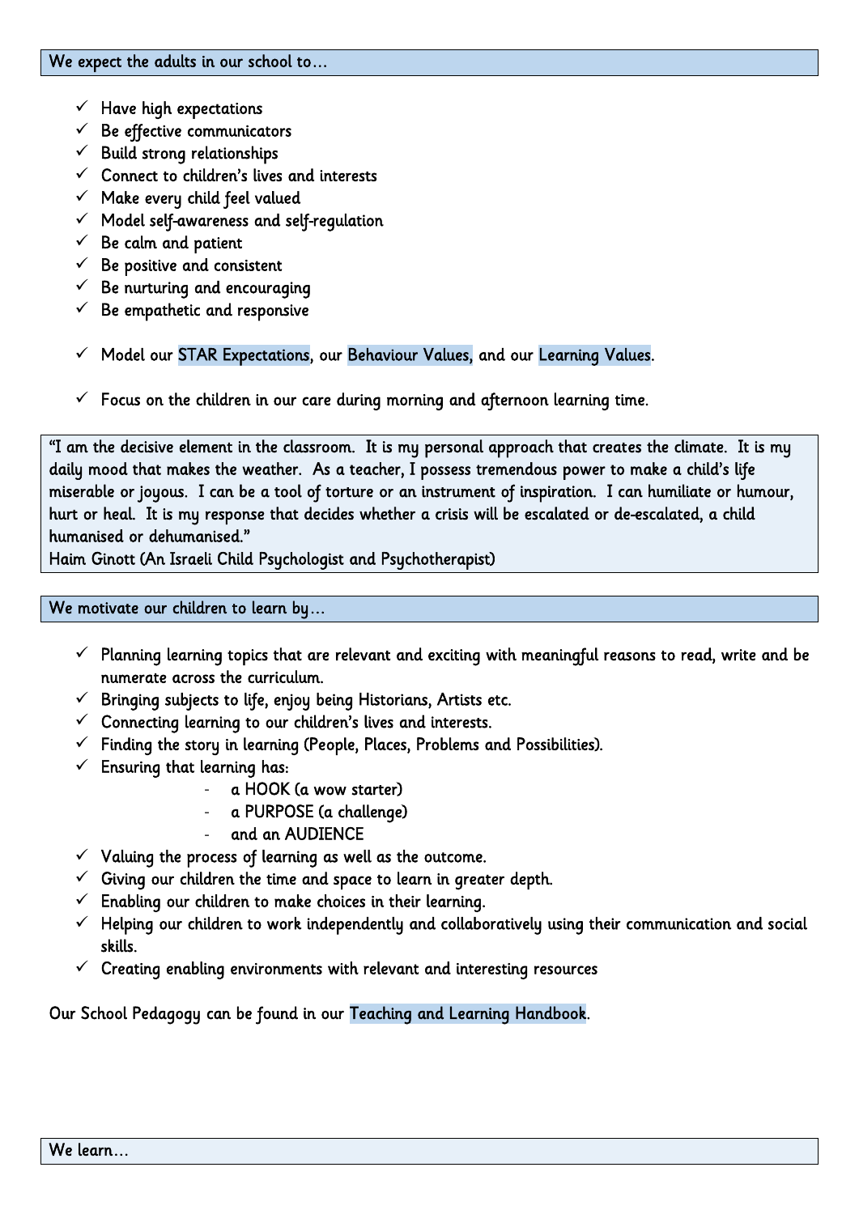## We expect the adults in our school to…

- ✓ Have high expectations
- ✓ Be effective communicators
- ✓ Build strong relationships
- ✓ Connect to children's lives and interests
- ✓ Make every child feel valued
- ✓ Model self-awareness and self-regulation
- ✓ Be calm and patient
- ✓ Be positive and consistent
- ✓ Be nurturing and encouraging
- ✓ Be empathetic and responsive

- ✓ Model our STAR Expectations, our Behaviour Values, and our Learning Values.

- ✓ Focus on the children in our care during morning and afternoon learning time.

> "I am the decisive element in the classroom. It is my personal approach that creates the climate. It is my daily mood that makes the weather. As a teacher, I possess tremendous power to make a child's life miserable or joyous. I can be a tool of torture or an instrument of inspiration. I can humiliate or humour, hurt or heal. It is my response that decides whether a crisis will be escalated or de-escalated, a child humanised or dehumanised."
> Haim Ginott (An Israeli Child Psychologist and Psychotherapist)

## We motivate our children to learn by…

- ✓ Planning learning topics that are relevant and exciting with meaningful reasons to read, write and be numerate across the curriculum.
- ✓ Bringing subjects to life, enjoy being Historians, Artists etc.
- ✓ Connecting learning to our children's lives and interests.
- ✓ Finding the story in learning (People, Places, Problems and Possibilities).
- ✓ Ensuring that learning has:
  - a HOOK (a wow starter)
  - a PURPOSE (a challenge)
  - and an AUDIENCE
- ✓ Valuing the process of learning as well as the outcome.
- ✓ Giving our children the time and space to learn in greater depth.
- ✓ Enabling our children to make choices in their learning.
- ✓ Helping our children to work independently and collaboratively using their communication and social skills.
- ✓ Creating enabling environments with relevant and interesting resources

Our School Pedagogy can be found in our Teaching and Learning Handbook.

## We learn…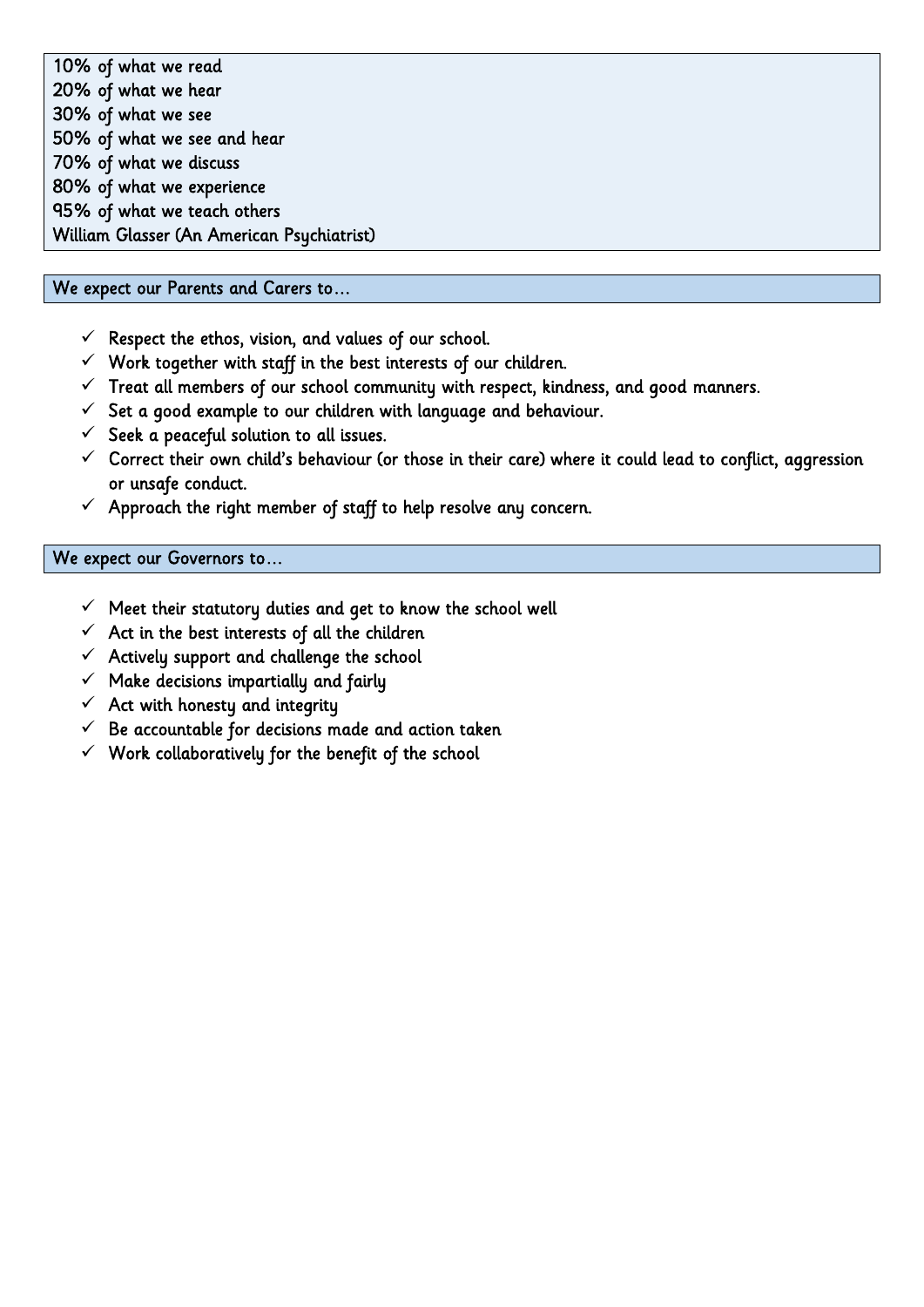10% of what we read
20% of what we hear
30% of what we see
50% of what we see and hear
70% of what we discuss
80% of what we experience
95% of what we teach others
William Glasser (An American Psychiatrist)

## We expect our Parents and Carers to…

- ✓ Respect the ethos, vision, and values of our school.
- ✓ Work together with staff in the best interests of our children.
- ✓ Treat all members of our school community with respect, kindness, and good manners.
- ✓ Set a good example to our children with language and behaviour.
- ✓ Seek a peaceful solution to all issues.
- ✓ Correct their own child's behaviour (or those in their care) where it could lead to conflict, aggression or unsafe conduct.
- ✓ Approach the right member of staff to help resolve any concern.

## We expect our Governors to…

- ✓ Meet their statutory duties and get to know the school well
- ✓ Act in the best interests of all the children
- ✓ Actively support and challenge the school
- ✓ Make decisions impartially and fairly
- ✓ Act with honesty and integrity
- ✓ Be accountable for decisions made and action taken
- ✓ Work collaboratively for the benefit of the school